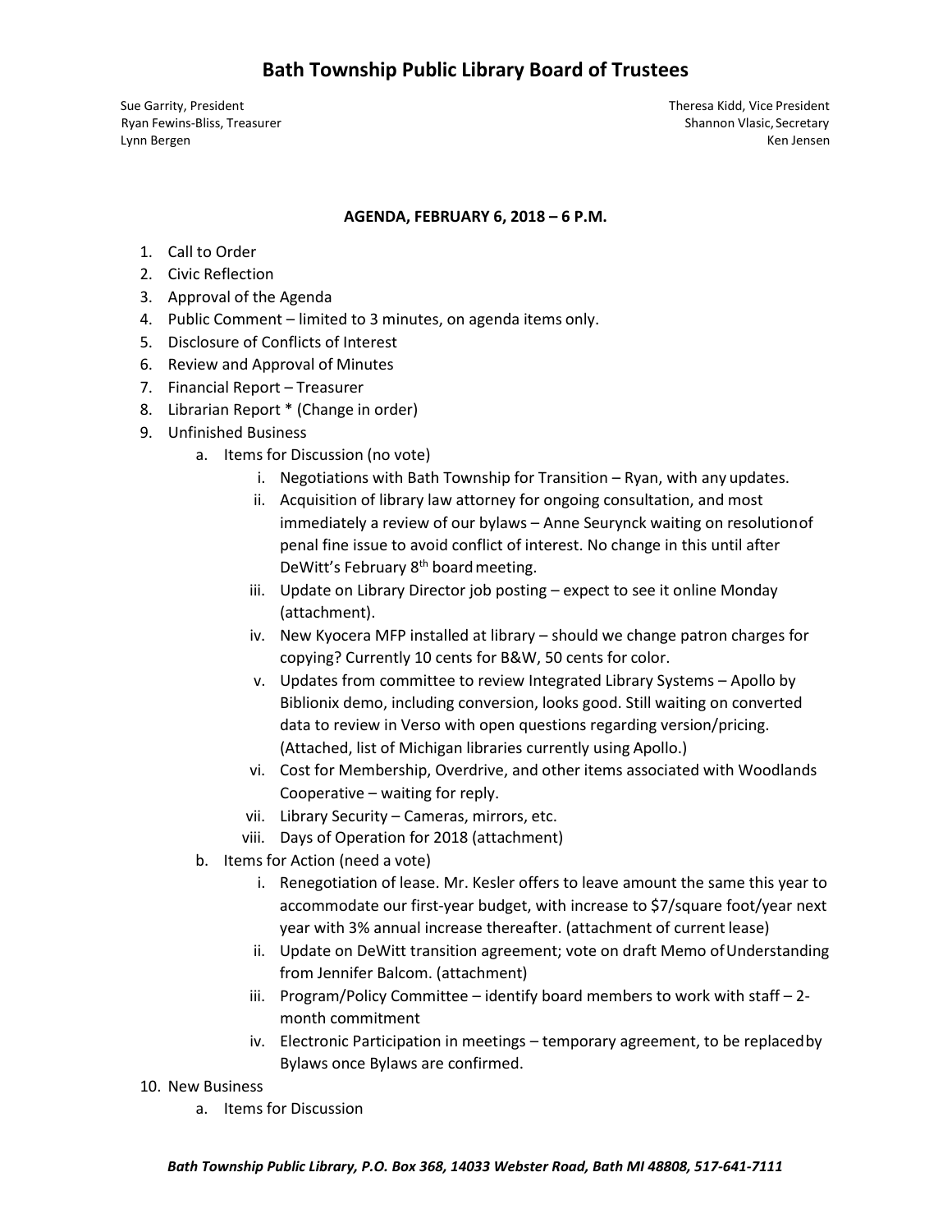# Bath Township Public Library Board of Trustees

Sue Garrity, President
Ryan Fewins-Bliss, Treasurer
Lynn Bergen

Theresa Kidd, Vice President
Shannon Vlasic, Secretary
Ken Jensen

**AGENDA, FEBRUARY 6, 2018 – 6 P.M.**

1. Call to Order
2. Civic Reflection
3. Approval of the Agenda
4. Public Comment – limited to 3 minutes, on agenda items only.
5. Disclosure of Conflicts of Interest
6. Review and Approval of Minutes
7. Financial Report – Treasurer
8. Librarian Report * (Change in order)
9. Unfinished Business
   a. Items for Discussion (no vote)
      i. Negotiations with Bath Township for Transition – Ryan, with any updates.
      ii. Acquisition of library law attorney for ongoing consultation, and most immediately a review of our bylaws – Anne Seurynck waiting on resolution of penal fine issue to avoid conflict of interest. No change in this until after DeWitt's February 8th board meeting.
      iii. Update on Library Director job posting – expect to see it online Monday (attachment).
      iv. New Kyocera MFP installed at library – should we change patron charges for copying? Currently 10 cents for B&W, 50 cents for color.
      v. Updates from committee to review Integrated Library Systems – Apollo by Biblionix demo, including conversion, looks good. Still waiting on converted data to review in Verso with open questions regarding version/pricing. (Attached, list of Michigan libraries currently using Apollo.)
      vi. Cost for Membership, Overdrive, and other items associated with Woodlands Cooperative – waiting for reply.
      vii. Library Security – Cameras, mirrors, etc.
      viii. Days of Operation for 2018 (attachment)
   b. Items for Action (need a vote)
      i. Renegotiation of lease. Mr. Kesler offers to leave amount the same this year to accommodate our first-year budget, with increase to $7/square foot/year next year with 3% annual increase thereafter. (attachment of current lease)
      ii. Update on DeWitt transition agreement; vote on draft Memo of Understanding from Jennifer Balcom. (attachment)
      iii. Program/Policy Committee – identify board members to work with staff – 2-month commitment
      iv. Electronic Participation in meetings – temporary agreement, to be replaced by Bylaws once Bylaws are confirmed.
10. New Business
    a. Items for Discussion

*Bath Township Public Library, P.O. Box 368, 14033 Webster Road, Bath MI 48808, 517-641-7111*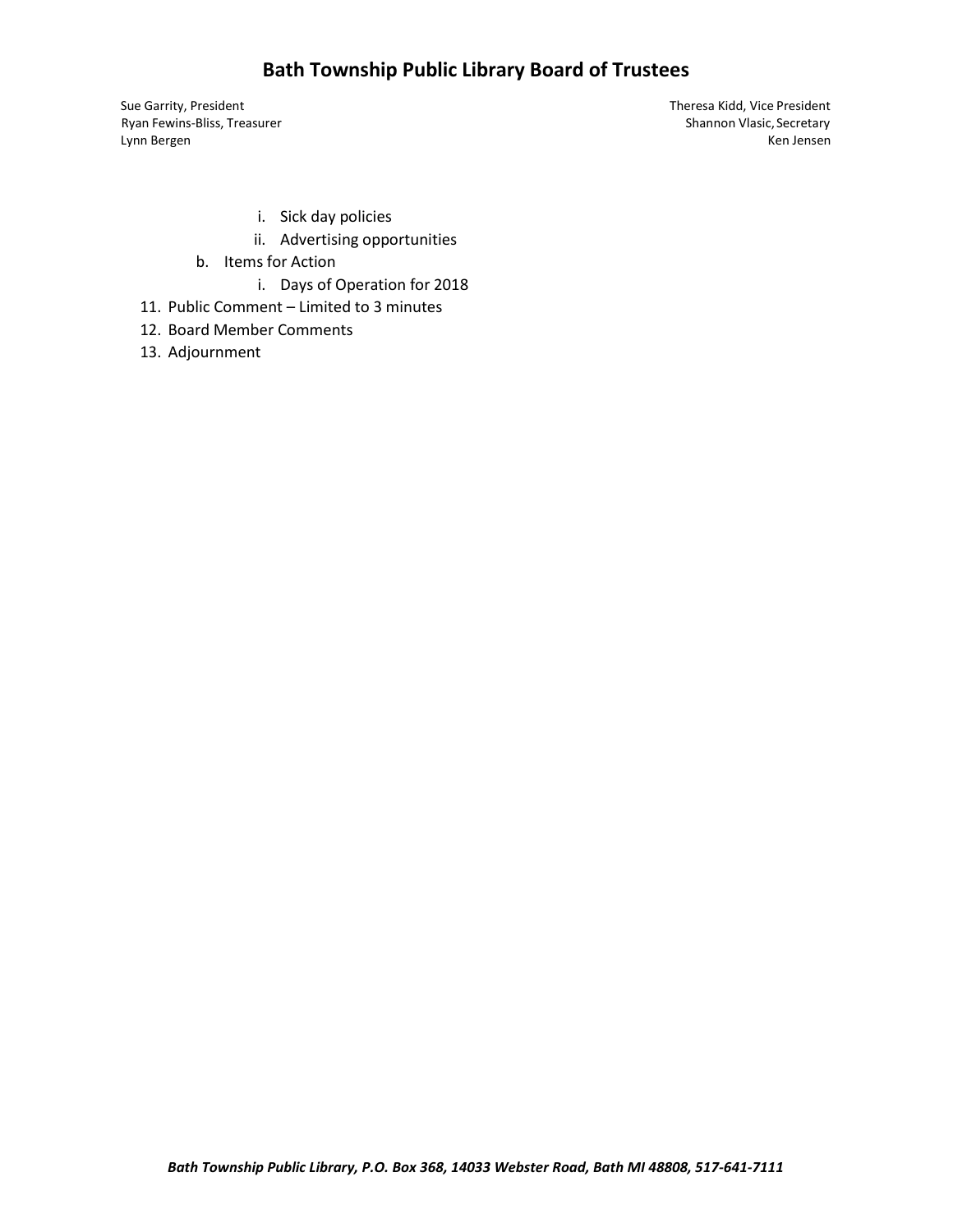i. Sick day policies
      ii. Advertising opportunities
   b. Items for Action
      i. Days of Operation for 2018

11. Public Comment – Limited to 3 minutes
12. Board Member Comments
13. Adjournment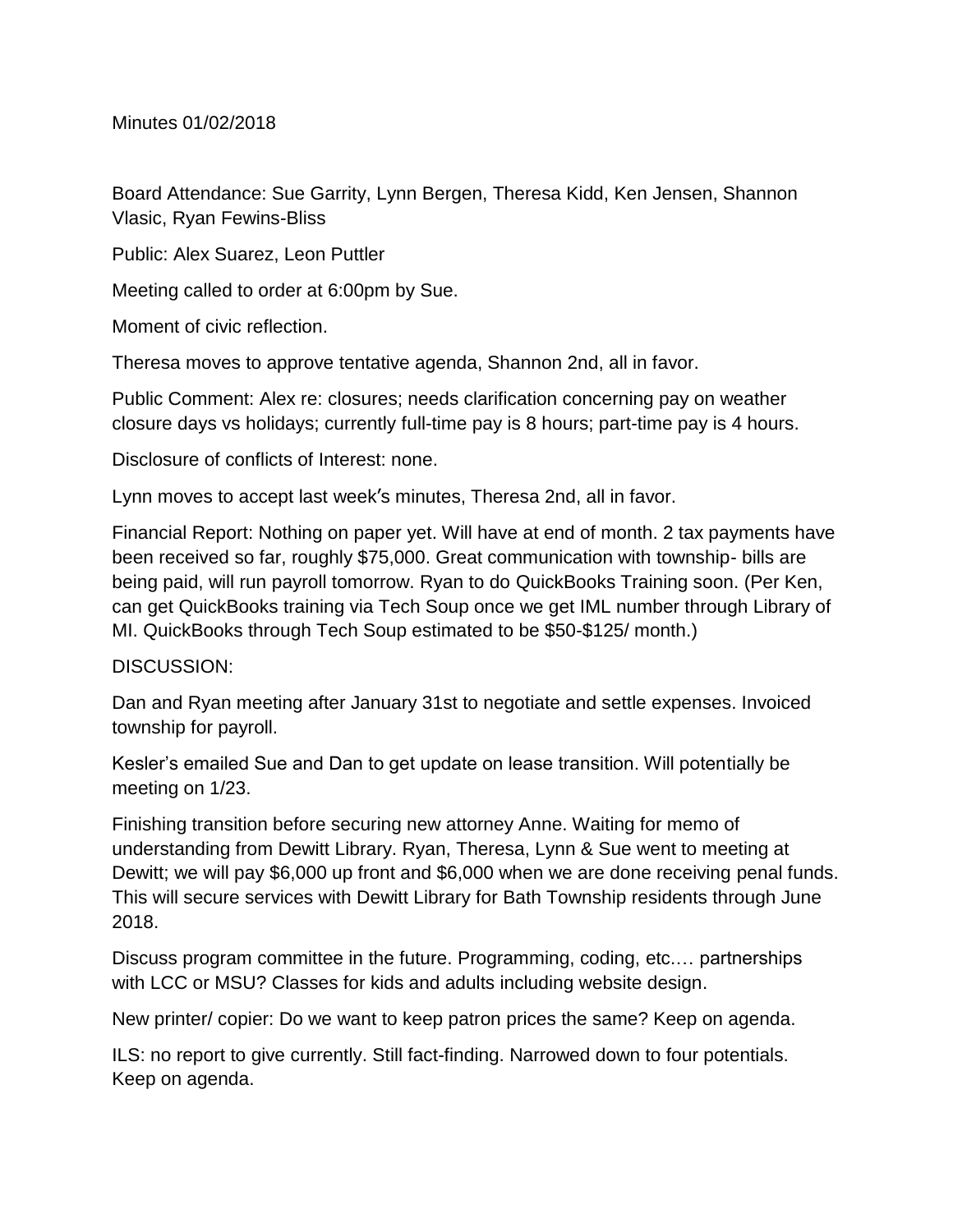Minutes 01/02/2018

Board Attendance: Sue Garrity, Lynn Bergen, Theresa Kidd, Ken Jensen, Shannon Vlasic, Ryan Fewins-Bliss

Public: Alex Suarez, Leon Puttler

Meeting called to order at 6:00pm by Sue.

Moment of civic reflection.

Theresa moves to approve tentative agenda, Shannon 2nd, all in favor.

Public Comment: Alex re: closures; needs clarification concerning pay on weather closure days vs holidays; currently full-time pay is 8 hours; part-time pay is 4 hours.

Disclosure of conflicts of Interest: none.

Lynn moves to accept last week′s minutes, Theresa 2nd, all in favor.

Financial Report: Nothing on paper yet. Will have at end of month. 2 tax payments have been received so far, roughly $75,000. Great communication with township- bills are being paid, will run payroll tomorrow. Ryan to do QuickBooks Training soon. (Per Ken, can get QuickBooks training via Tech Soup once we get IML number through Library of MI. QuickBooks through Tech Soup estimated to be $50-$125/ month.)

DISCUSSION:

Dan and Ryan meeting after January 31st to negotiate and settle expenses. Invoiced township for payroll.

Kesler's emailed Sue and Dan to get update on lease transition. Will potentially be meeting on 1/23.

Finishing transition before securing new attorney Anne. Waiting for memo of understanding from Dewitt Library. Ryan, Theresa, Lynn & Sue went to meeting at Dewitt; we will pay $6,000 up front and $6,000 when we are done receiving penal funds. This will secure services with Dewitt Library for Bath Township residents through June 2018.

Discuss program committee in the future. Programming, coding, etc.… partnerships with LCC or MSU? Classes for kids and adults including website design.

New printer/ copier: Do we want to keep patron prices the same? Keep on agenda.

ILS: no report to give currently. Still fact-finding. Narrowed down to four potentials. Keep on agenda.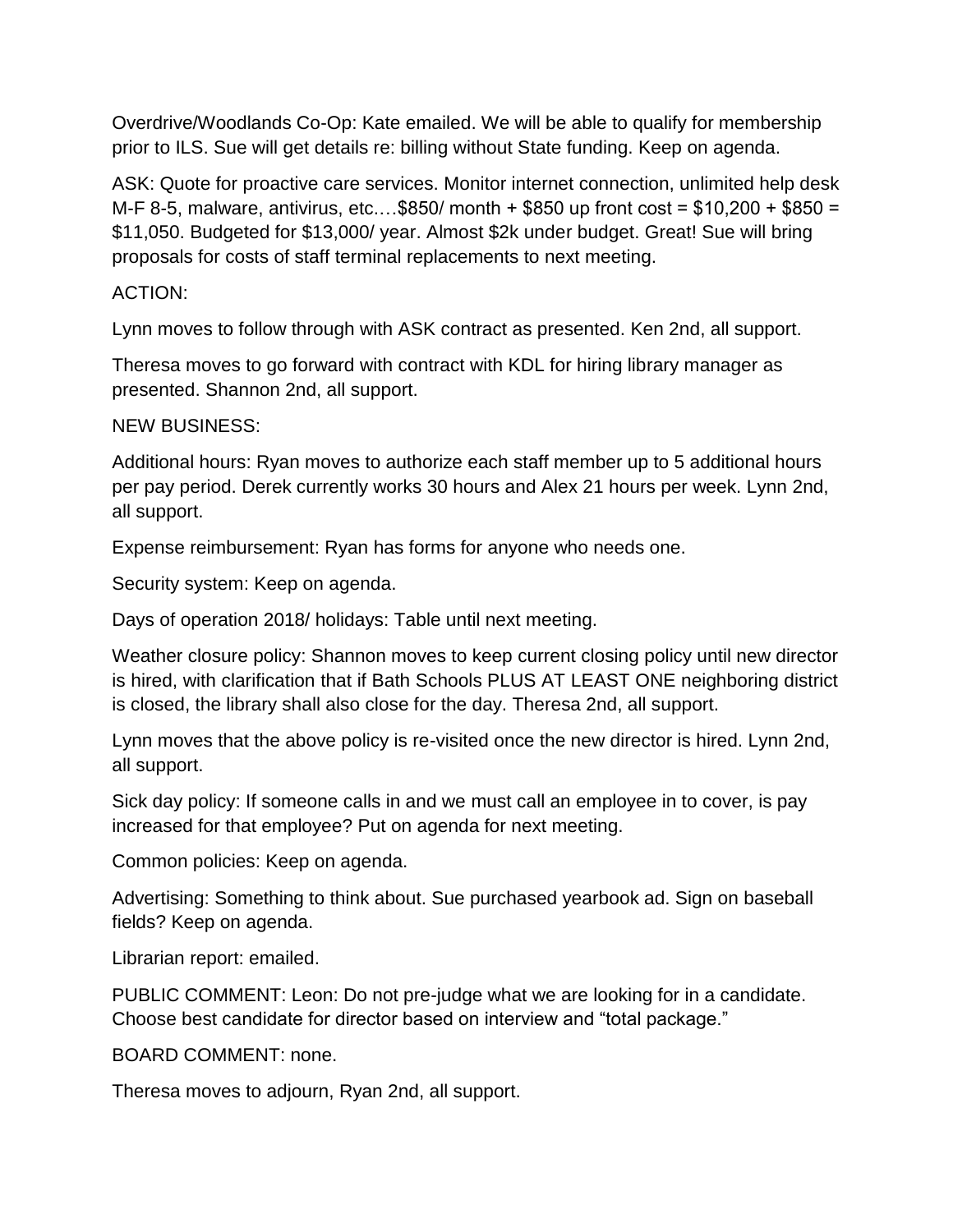Overdrive/Woodlands Co-Op: Kate emailed. We will be able to qualify for membership prior to ILS. Sue will get details re: billing without State funding. Keep on agenda.

ASK: Quote for proactive care services. Monitor internet connection, unlimited help desk M-F 8-5, malware, antivirus, etc.…$850/ month + $850 up front cost = $10,200 + $850 = $11,050. Budgeted for $13,000/ year. Almost $2k under budget. Great! Sue will bring proposals for costs of staff terminal replacements to next meeting.

ACTION:

Lynn moves to follow through with ASK contract as presented. Ken 2nd, all support.

Theresa moves to go forward with contract with KDL for hiring library manager as presented. Shannon 2nd, all support.

NEW BUSINESS:

Additional hours: Ryan moves to authorize each staff member up to 5 additional hours per pay period. Derek currently works 30 hours and Alex 21 hours per week. Lynn 2nd, all support.

Expense reimbursement: Ryan has forms for anyone who needs one.

Security system: Keep on agenda.

Days of operation 2018/ holidays: Table until next meeting.

Weather closure policy: Shannon moves to keep current closing policy until new director is hired, with clarification that if Bath Schools PLUS AT LEAST ONE neighboring district is closed, the library shall also close for the day. Theresa 2nd, all support.

Lynn moves that the above policy is re-visited once the new director is hired. Lynn 2nd, all support.

Sick day policy: If someone calls in and we must call an employee in to cover, is pay increased for that employee? Put on agenda for next meeting.

Common policies: Keep on agenda.

Advertising: Something to think about. Sue purchased yearbook ad. Sign on baseball fields? Keep on agenda.

Librarian report: emailed.

PUBLIC COMMENT: Leon: Do not pre-judge what we are looking for in a candidate. Choose best candidate for director based on interview and "total package."

BOARD COMMENT: none.

Theresa moves to adjourn, Ryan 2nd, all support.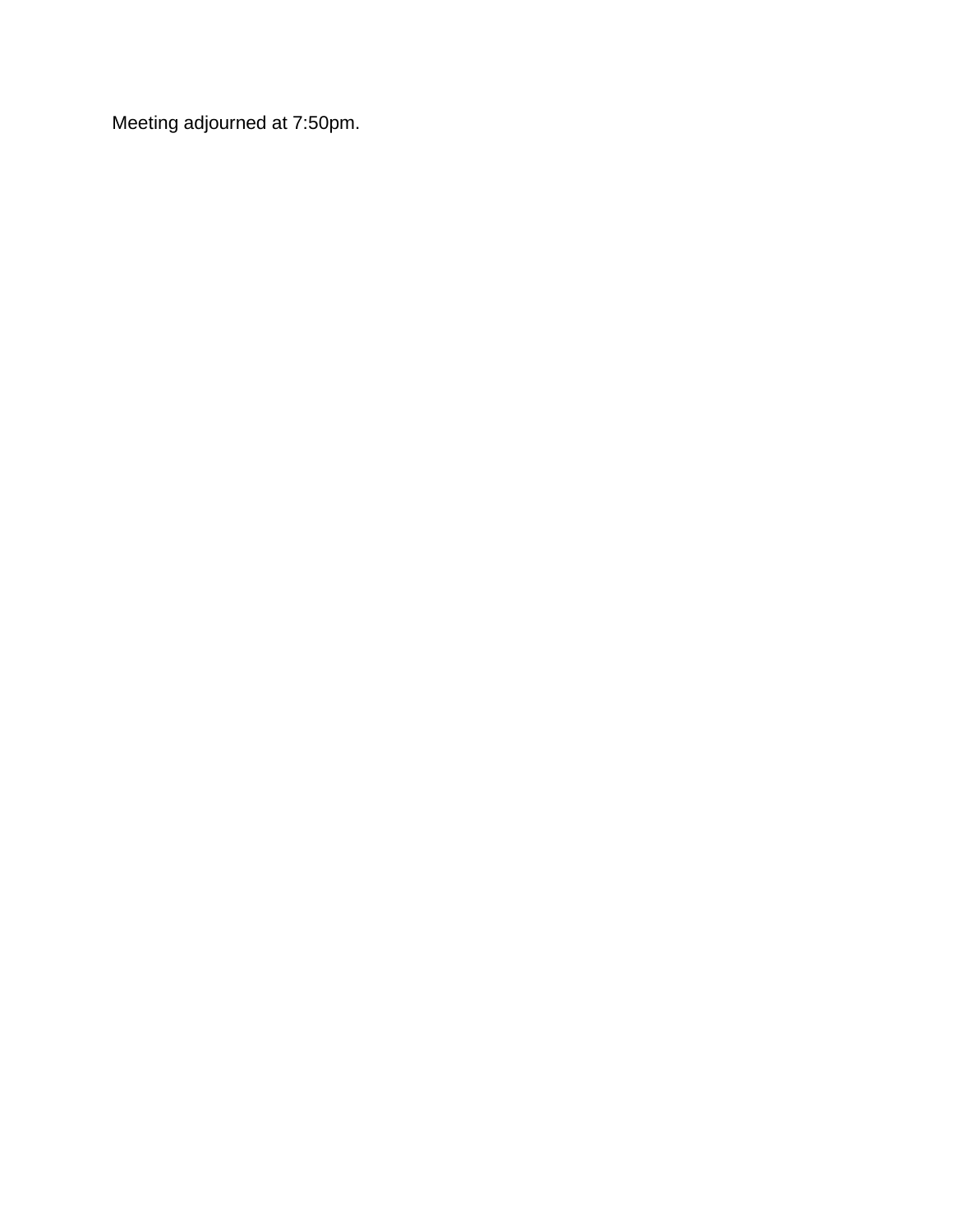Meeting adjourned at 7:50pm.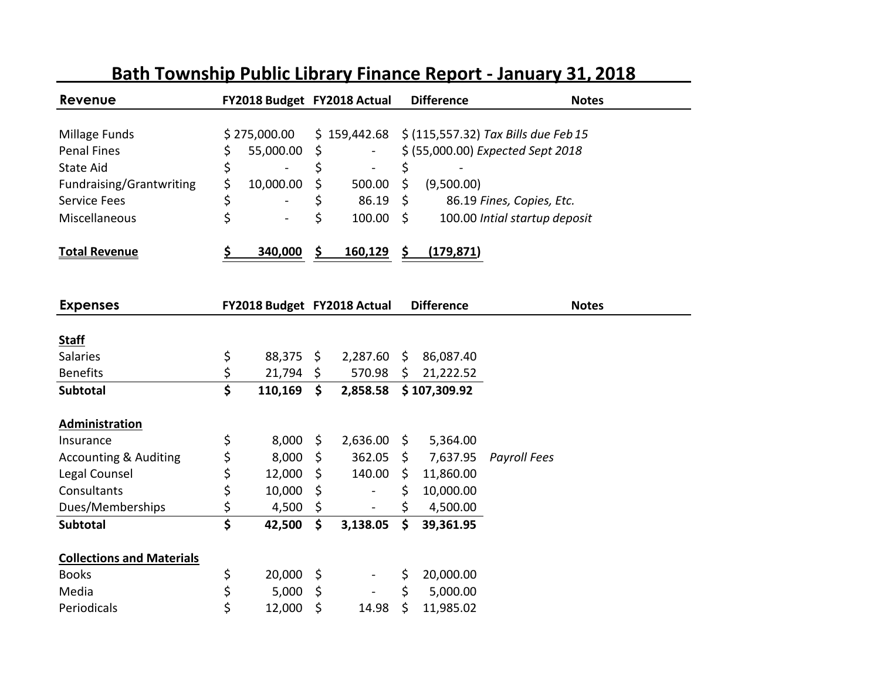# Bath Township Public Library Finance Report - January 31, 2018

| Revenue | FY2018 Budget | FY2018 Actual | Difference | Notes |
|---|---|---|---|---|
| Millage Funds | $ 275,000.00 | $ 159,442.68 | $ (115,557.32) | *Tax Bills due Feb 15* |
| Penal Fines | $ 55,000.00 | $ - | $ (55,000.00) | *Expected Sept 2018* |
| State Aid | $ - | $ - | $ - | |
| Fundraising/Grantwriting | $ 10,000.00 | $ 500.00 | $ (9,500.00) | |
| Service Fees | $ - | $ 86.19 | $ 86.19 | *Fines, Copies, Etc.* |
| Miscellaneous | $ - | $ 100.00 | $ 100.00 | *Intial startup deposit* |
| **Total Revenue** | **$ 340,000** | **$ 160,129** | **$ (179,871)** | |

| Expenses | FY2018 Budget | FY2018 Actual | Difference | Notes |
|---|---|---|---|---|
| **Staff** | | | | |
| Salaries | $ 88,375 | $ 2,287.60 | $ 86,087.40 | |
| Benefits | $ 21,794 | $ 570.98 | $ 21,222.52 | |
| **Subtotal** | **$ 110,169** | **$ 2,858.58** | **$ 107,309.92** | |
| **Administration** | | | | |
| Insurance | $ 8,000 | $ 2,636.00 | $ 5,364.00 | |
| Accounting & Auditing | $ 8,000 | $ 362.05 | $ 7,637.95 | *Payroll Fees* |
| Legal Counsel | $ 12,000 | $ 140.00 | $ 11,860.00 | |
| Consultants | $ 10,000 | $ - | $ 10,000.00 | |
| Dues/Memberships | $ 4,500 | $ - | $ 4,500.00 | |
| **Subtotal** | **$ 42,500** | **$ 3,138.05** | **$ 39,361.95** | |
| **Collections and Materials** | | | | |
| Books | $ 20,000 | $ - | $ 20,000.00 | |
| Media | $ 5,000 | $ - | $ 5,000.00 | |
| Periodicals | $ 12,000 | $ 14.98 | $ 11,985.02 | |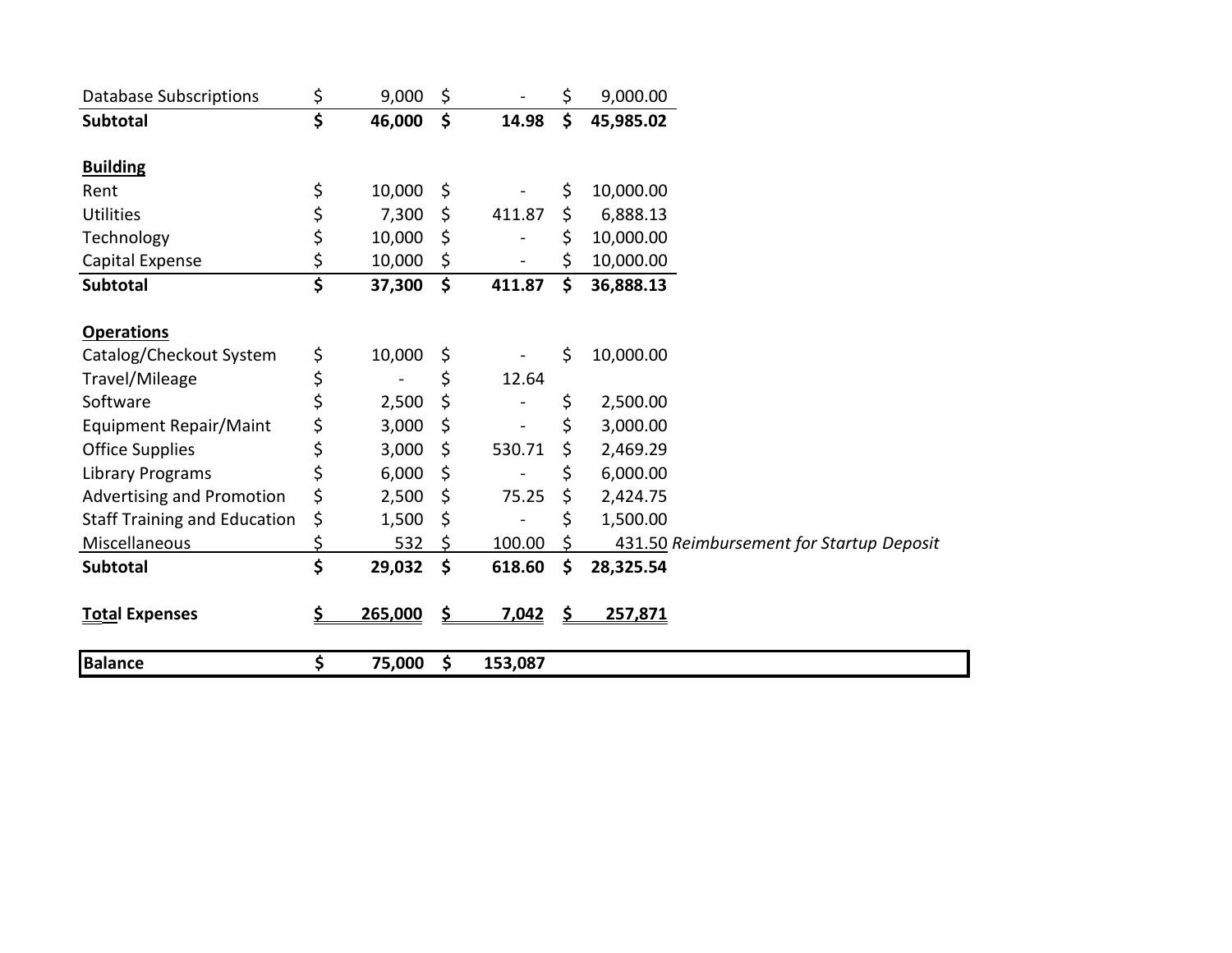| | | | | |
|---|---|---|---|---|
| Database Subscriptions | $ 9,000 | $ - | $ 9,000.00 | |
| **Subtotal** | **$ 46,000** | **$ 14.98** | **$ 45,985.02** | |
| | | | | |
| **Building** | | | | |
| Rent | $ 10,000 | $ - | $ 10,000.00 | |
| Utilities | $ 7,300 | $ 411.87 | $ 6,888.13 | |
| Technology | $ 10,000 | $ - | $ 10,000.00 | |
| Capital Expense | $ 10,000 | $ - | $ 10,000.00 | |
| **Subtotal** | **$ 37,300** | **$ 411.87** | **$ 36,888.13** | |
| | | | | |
| **Operations** | | | | |
| Catalog/Checkout System | $ 10,000 | $ - | $ 10,000.00 | |
| Travel/Mileage | $ - | $ 12.64 | | |
| Software | $ 2,500 | $ - | $ 2,500.00 | |
| Equipment Repair/Maint | $ 3,000 | $ - | $ 3,000.00 | |
| Office Supplies | $ 3,000 | $ 530.71 | $ 2,469.29 | |
| Library Programs | $ 6,000 | $ - | $ 6,000.00 | |
| Advertising and Promotion | $ 2,500 | $ 75.25 | $ 2,424.75 | |
| Staff Training and Education | $ 1,500 | $ - | $ 1,500.00 | |
| Miscellaneous | $ 532 | $ 100.00 | $ 431.50 | *Reimbursement for Startup Deposit* |
| **Subtotal** | **$ 29,032** | **$ 618.60** | **$ 28,325.54** | |
| | | | | |
| **Total Expenses** | **$ 265,000** | **$ 7,042** | **$ 257,871** | |
| | | | | |
| **Balance** | **$ 75,000** | **$ 153,087** | | |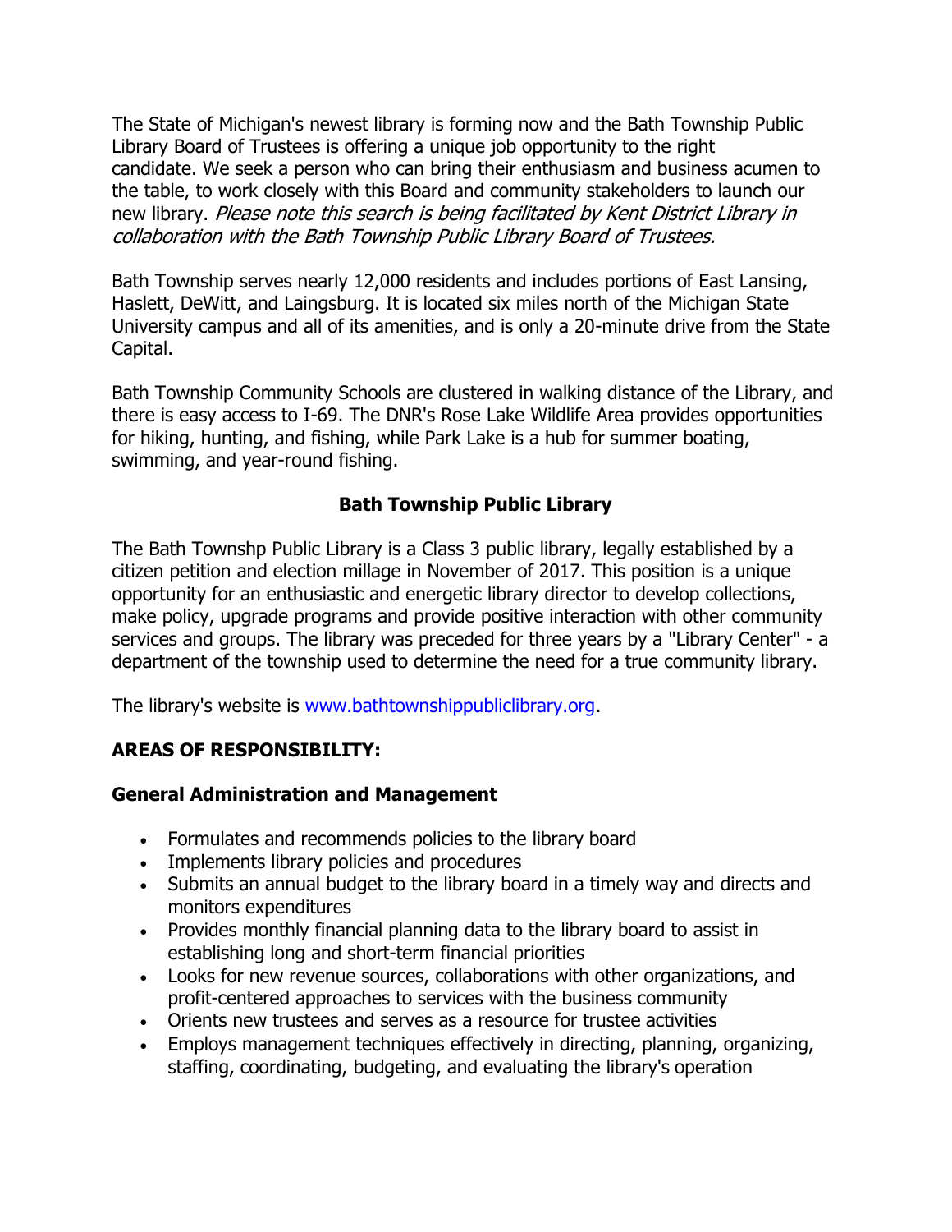The State of Michigan's newest library is forming now and the Bath Township Public Library Board of Trustees is offering a unique job opportunity to the right candidate. We seek a person who can bring their enthusiasm and business acumen to the table, to work closely with this Board and community stakeholders to launch our new library. *Please note this search is being facilitated by Kent District Library in collaboration with the Bath Township Public Library Board of Trustees.*

Bath Township serves nearly 12,000 residents and includes portions of East Lansing, Haslett, DeWitt, and Laingsburg. It is located six miles north of the Michigan State University campus and all of its amenities, and is only a 20-minute drive from the State Capital.

Bath Township Community Schools are clustered in walking distance of the Library, and there is easy access to I-69. The DNR's Rose Lake Wildlife Area provides opportunities for hiking, hunting, and fishing, while Park Lake is a hub for summer boating, swimming, and year-round fishing.

## Bath Township Public Library

The Bath Townshp Public Library is a Class 3 public library, legally established by a citizen petition and election millage in November of 2017. This position is a unique opportunity for an enthusiastic and energetic library director to develop collections, make policy, upgrade programs and provide positive interaction with other community services and groups. The library was preceded for three years by a "Library Center" - a department of the township used to determine the need for a true community library.

The library's website is [www.bathtownshippubliclibrary.org](www.bathtownshippubliclibrary.org).

### AREAS OF RESPONSIBILITY:

### General Administration and Management

- Formulates and recommends policies to the library board
- Implements library policies and procedures
- Submits an annual budget to the library board in a timely way and directs and monitors expenditures
- Provides monthly financial planning data to the library board to assist in establishing long and short-term financial priorities
- Looks for new revenue sources, collaborations with other organizations, and profit-centered approaches to services with the business community
- Orients new trustees and serves as a resource for trustee activities
- Employs management techniques effectively in directing, planning, organizing, staffing, coordinating, budgeting, and evaluating the library's operation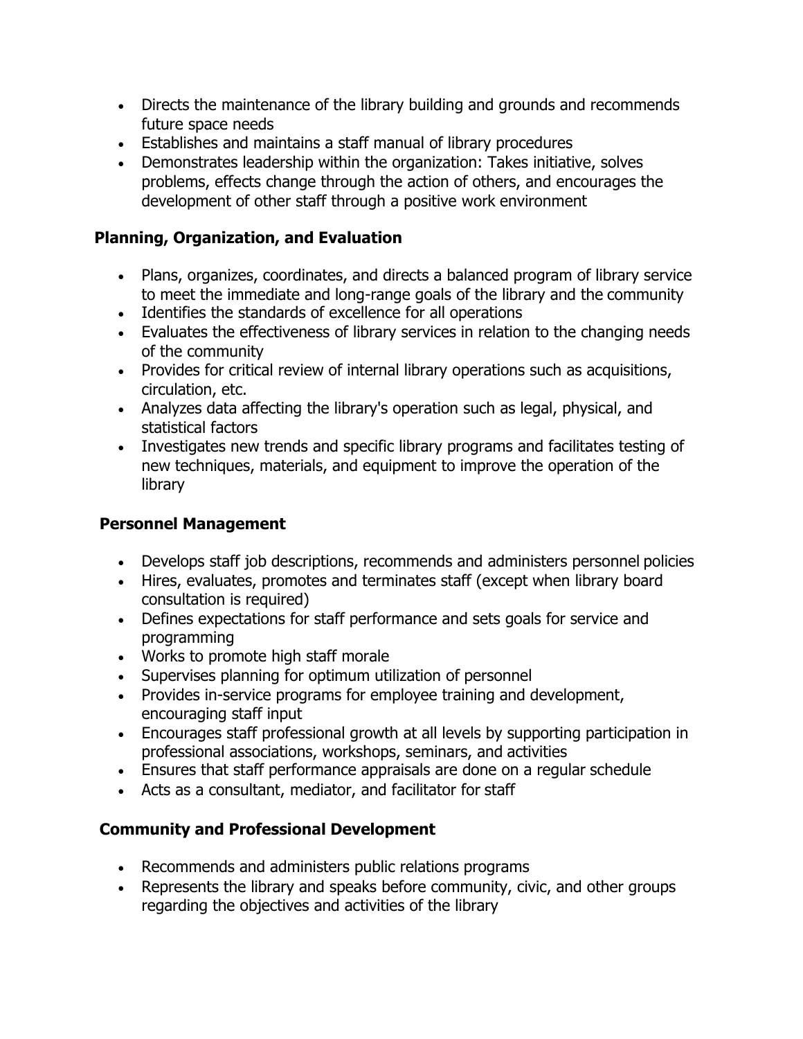- Directs the maintenance of the library building and grounds and recommends future space needs
- Establishes and maintains a staff manual of library procedures
- Demonstrates leadership within the organization: Takes initiative, solves problems, effects change through the action of others, and encourages the development of other staff through a positive work environment

**Planning, Organization, and Evaluation**

- Plans, organizes, coordinates, and directs a balanced program of library service to meet the immediate and long-range goals of the library and the community
- Identifies the standards of excellence for all operations
- Evaluates the effectiveness of library services in relation to the changing needs of the community
- Provides for critical review of internal library operations such as acquisitions, circulation, etc.
- Analyzes data affecting the library's operation such as legal, physical, and statistical factors
- Investigates new trends and specific library programs and facilitates testing of new techniques, materials, and equipment to improve the operation of the library

**Personnel Management**

- Develops staff job descriptions, recommends and administers personnel policies
- Hires, evaluates, promotes and terminates staff (except when library board consultation is required)
- Defines expectations for staff performance and sets goals for service and programming
- Works to promote high staff morale
- Supervises planning for optimum utilization of personnel
- Provides in-service programs for employee training and development, encouraging staff input
- Encourages staff professional growth at all levels by supporting participation in professional associations, workshops, seminars, and activities
- Ensures that staff performance appraisals are done on a regular schedule
- Acts as a consultant, mediator, and facilitator for staff

**Community and Professional Development**

- Recommends and administers public relations programs
- Represents the library and speaks before community, civic, and other groups regarding the objectives and activities of the library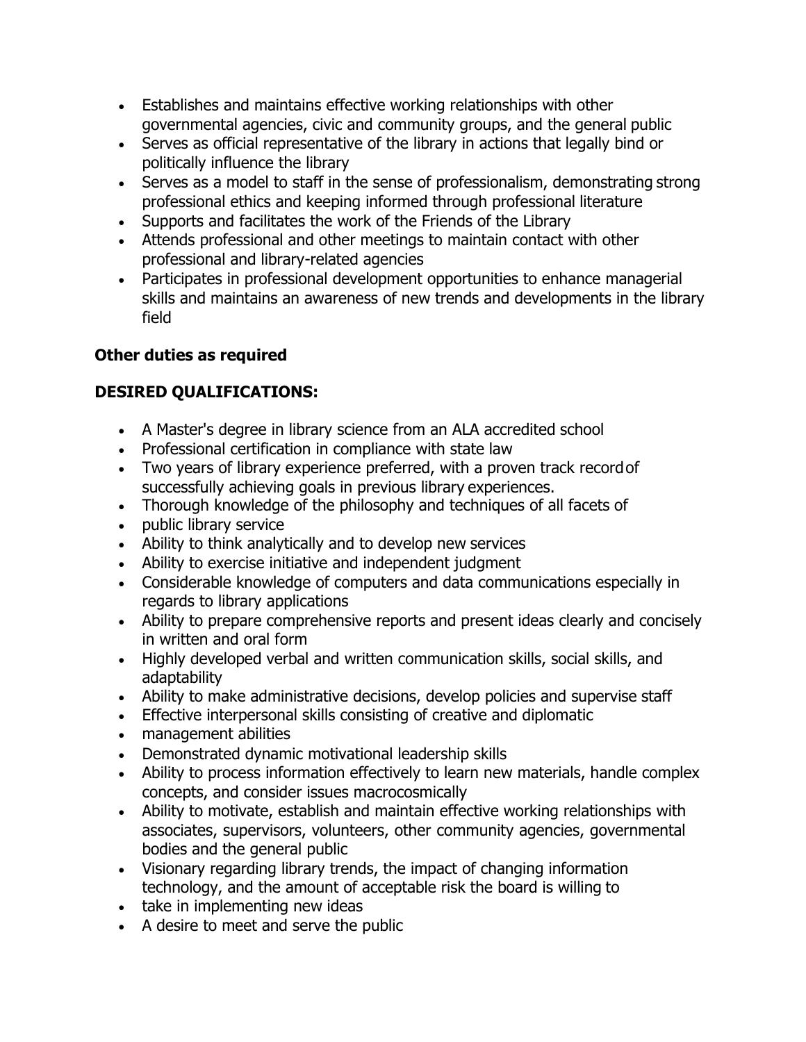- Establishes and maintains effective working relationships with other governmental agencies, civic and community groups, and the general public
- Serves as official representative of the library in actions that legally bind or politically influence the library
- Serves as a model to staff in the sense of professionalism, demonstrating strong professional ethics and keeping informed through professional literature
- Supports and facilitates the work of the Friends of the Library
- Attends professional and other meetings to maintain contact with other professional and library-related agencies
- Participates in professional development opportunities to enhance managerial skills and maintains an awareness of new trends and developments in the library field

**Other duties as required**

## DESIRED QUALIFICATIONS:

- A Master's degree in library science from an ALA accredited school
- Professional certification in compliance with state law
- Two years of library experience preferred, with a proven track record of successfully achieving goals in previous library experiences.
- Thorough knowledge of the philosophy and techniques of all facets of
- public library service
- Ability to think analytically and to develop new services
- Ability to exercise initiative and independent judgment
- Considerable knowledge of computers and data communications especially in regards to library applications
- Ability to prepare comprehensive reports and present ideas clearly and concisely in written and oral form
- Highly developed verbal and written communication skills, social skills, and adaptability
- Ability to make administrative decisions, develop policies and supervise staff
- Effective interpersonal skills consisting of creative and diplomatic
- management abilities
- Demonstrated dynamic motivational leadership skills
- Ability to process information effectively to learn new materials, handle complex concepts, and consider issues macrocosmically
- Ability to motivate, establish and maintain effective working relationships with associates, supervisors, volunteers, other community agencies, governmental bodies and the general public
- Visionary regarding library trends, the impact of changing information technology, and the amount of acceptable risk the board is willing to
- take in implementing new ideas
- A desire to meet and serve the public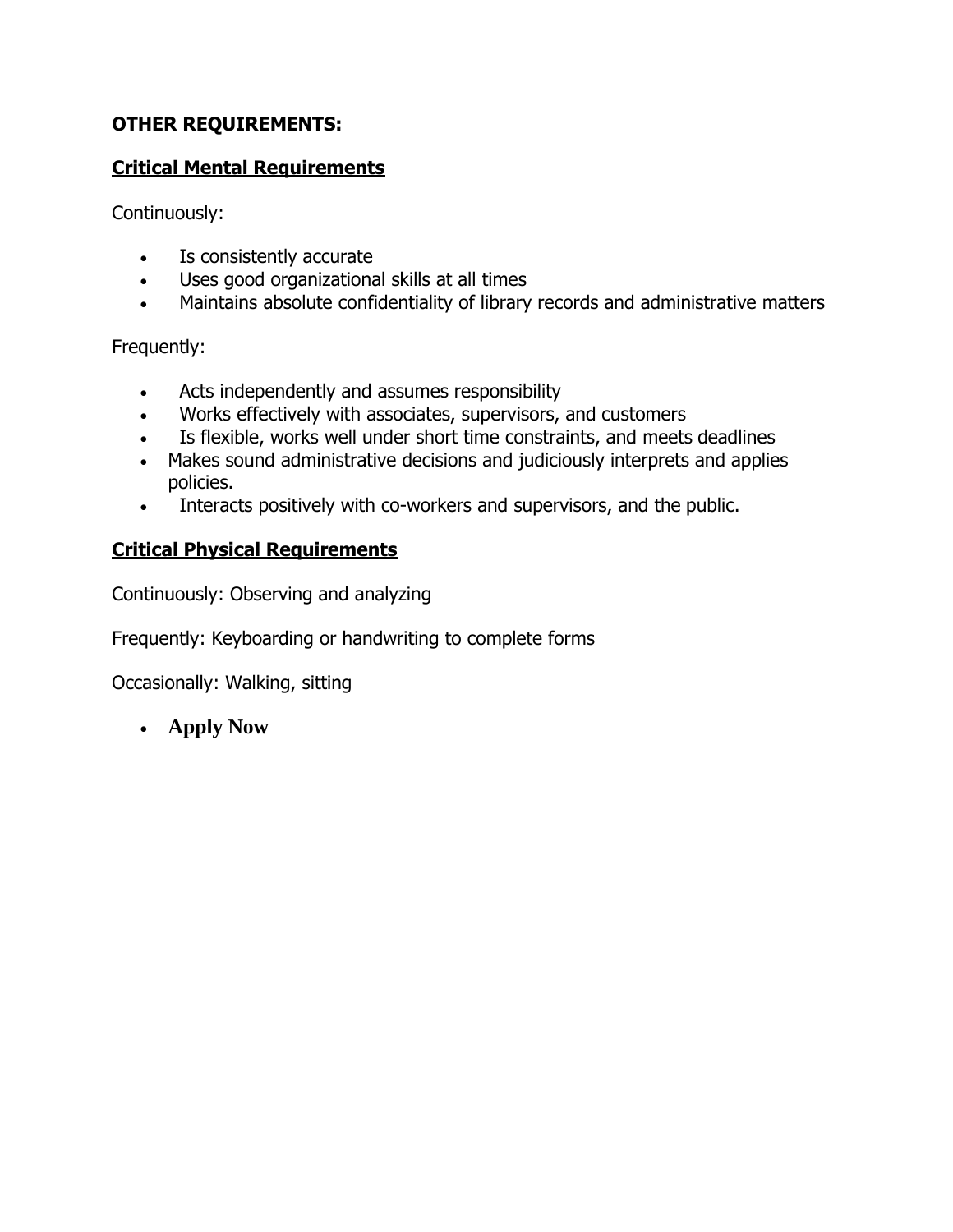**OTHER REQUIREMENTS:**

**Critical Mental Requirements**

Continuously:

- Is consistently accurate
- Uses good organizational skills at all times
- Maintains absolute confidentiality of library records and administrative matters

Frequently:

- Acts independently and assumes responsibility
- Works effectively with associates, supervisors, and customers
- Is flexible, works well under short time constraints, and meets deadlines
- Makes sound administrative decisions and judiciously interprets and applies policies.
- Interacts positively with co-workers and supervisors, and the public.

**Critical Physical Requirements**

Continuously: Observing and analyzing

Frequently: Keyboarding or handwriting to complete forms

Occasionally: Walking, sitting

- **Apply Now**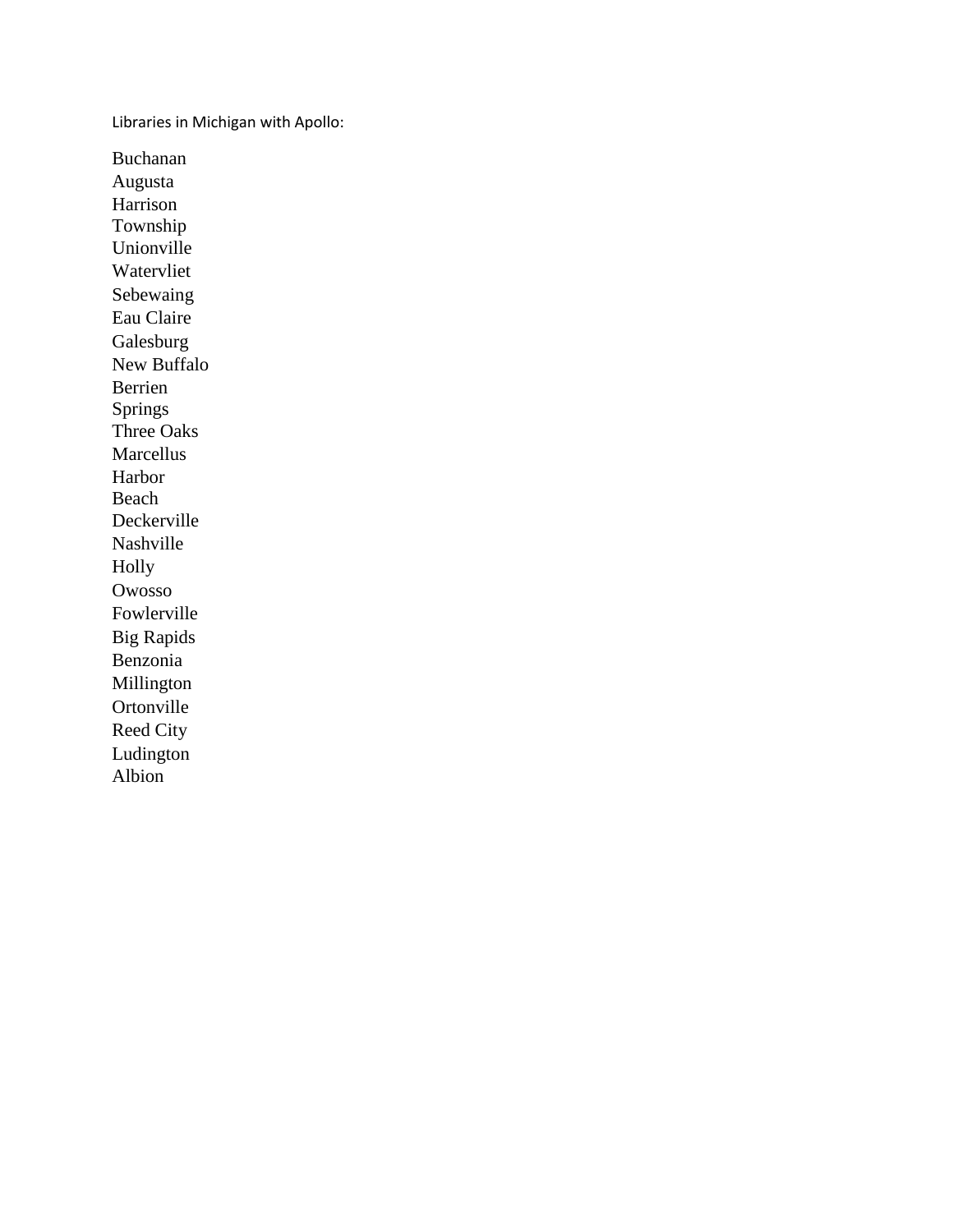Libraries in Michigan with Apollo:

Buchanan
Augusta
Harrison
Township
Unionville
Watervliet
Sebewaing
Eau Claire
Galesburg
New Buffalo
Berrien
Springs
Three Oaks
Marcellus
Harbor
Beach
Deckerville
Nashville
Holly
Owosso
Fowlerville
Big Rapids
Benzonia
Millington
Ortonville
Reed City
Ludington
Albion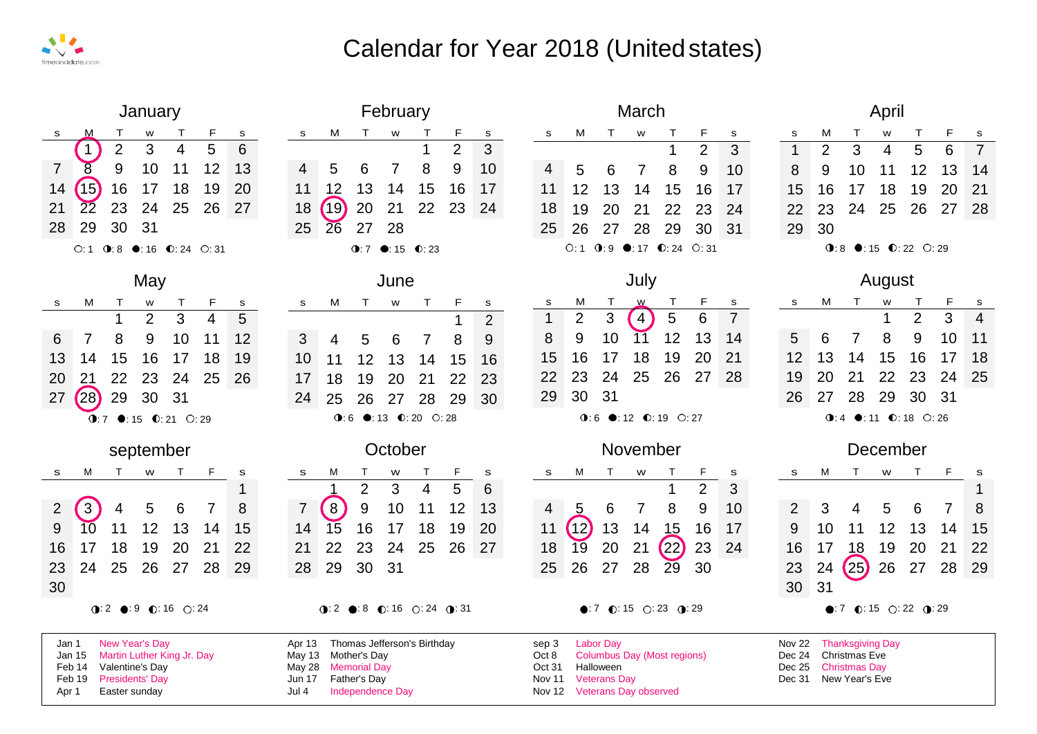timeanddate.com

# Calendar for Year 2018 (United states)

## January

| S | M | T | W | T | F | S |
|---|---|---|---|---|---|---|
| | 1 | 2 | 3 | 4 | 5 | 6 |
| 7 | 8 | 9 | 10 | 11 | 12 | 13 |
| 14 | 15 | 16 | 17 | 18 | 19 | 20 |
| 21 | 22 | 23 | 24 | 25 | 26 | 27 |
| 28 | 29 | 30 | 31 | | | |

○: 1 ◑: 8 ●: 16 ◐: 24 ○: 31

## February

| S | M | T | W | T | F | S |
|---|---|---|---|---|---|---|
| | | | | 1 | 2 | 3 |
| 4 | 5 | 6 | 7 | 8 | 9 | 10 |
| 11 | 12 | 13 | 14 | 15 | 16 | 17 |
| 18 | 19 | 20 | 21 | 22 | 23 | 24 |
| 25 | 26 | 27 | 28 | | | |

◑: 7 ●: 15 ◐: 23

## March

| S | M | T | W | T | F | S |
|---|---|---|---|---|---|---|
| | | | | 1 | 2 | 3 |
| 4 | 5 | 6 | 7 | 8 | 9 | 10 |
| 11 | 12 | 13 | 14 | 15 | 16 | 17 |
| 18 | 19 | 20 | 21 | 22 | 23 | 24 |
| 25 | 26 | 27 | 28 | 29 | 30 | 31 |

○: 1 ◑: 9 ●: 17 ◐: 24 ○: 31

## April

| S | M | T | W | T | F | S |
|---|---|---|---|---|---|---|
| 1 | 2 | 3 | 4 | 5 | 6 | 7 |
| 8 | 9 | 10 | 11 | 12 | 13 | 14 |
| 15 | 16 | 17 | 18 | 19 | 20 | 21 |
| 22 | 23 | 24 | 25 | 26 | 27 | 28 |
| 29 | 30 | | | | | |

◑: 8 ●: 15 ◐: 22 ○: 29

## May

| S | M | T | W | T | F | S |
|---|---|---|---|---|---|---|
| | | 1 | 2 | 3 | 4 | 5 |
| 6 | 7 | 8 | 9 | 10 | 11 | 12 |
| 13 | 14 | 15 | 16 | 17 | 18 | 19 |
| 20 | 21 | 22 | 23 | 24 | 25 | 26 |
| 27 | 28 | 29 | 30 | 31 | | |

◑: 7 ●: 15 ◐: 21 ○: 29

## June

| S | M | T | W | T | F | S |
|---|---|---|---|---|---|---|
| | | | | | 1 | 2 |
| 3 | 4 | 5 | 6 | 7 | 8 | 9 |
| 10 | 11 | 12 | 13 | 14 | 15 | 16 |
| 17 | 18 | 19 | 20 | 21 | 22 | 23 |
| 24 | 25 | 26 | 27 | 28 | 29 | 30 |

◑: 6 ●: 13 ◐: 20 ○: 28

## July

| S | M | T | W | T | F | S |
|---|---|---|---|---|---|---|
| 1 | 2 | 3 | 4 | 5 | 6 | 7 |
| 8 | 9 | 10 | 11 | 12 | 13 | 14 |
| 15 | 16 | 17 | 18 | 19 | 20 | 21 |
| 22 | 23 | 24 | 25 | 26 | 27 | 28 |
| 29 | 30 | 31 | | | | |

◑: 6 ●: 12 ◐: 19 ○: 27

## August

| S | M | T | W | T | F | S |
|---|---|---|---|---|---|---|
| | | | 1 | 2 | 3 | 4 |
| 5 | 6 | 7 | 8 | 9 | 10 | 11 |
| 12 | 13 | 14 | 15 | 16 | 17 | 18 |
| 19 | 20 | 21 | 22 | 23 | 24 | 25 |
| 26 | 27 | 28 | 29 | 30 | 31 | |

◑: 4 ●: 11 ◐: 18 ○: 26

## september

| S | M | T | W | T | F | S |
|---|---|---|---|---|---|---|
| | | | | | | 1 |
| 2 | 3 | 4 | 5 | 6 | 7 | 8 |
| 9 | 10 | 11 | 12 | 13 | 14 | 15 |
| 16 | 17 | 18 | 19 | 20 | 21 | 22 |
| 23 | 24 | 25 | 26 | 27 | 28 | 29 |
| 30 | | | | | | |

◑: 2 ●: 9 ◐: 16 ○: 24

## October

| S | M | T | W | T | F | S |
|---|---|---|---|---|---|---|
| | 1 | 2 | 3 | 4 | 5 | 6 |
| 7 | 8 | 9 | 10 | 11 | 12 | 13 |
| 14 | 15 | 16 | 17 | 18 | 19 | 20 |
| 21 | 22 | 23 | 24 | 25 | 26 | 27 |
| 28 | 29 | 30 | 31 | | | |

◑: 2 ●: 8 ◐: 16 ○: 24 ◑: 31

## November

| S | M | T | W | T | F | S |
|---|---|---|---|---|---|---|
| | | | | 1 | 2 | 3 |
| 4 | 5 | 6 | 7 | 8 | 9 | 10 |
| 11 | 12 | 13 | 14 | 15 | 16 | 17 |
| 18 | 19 | 20 | 21 | 22 | 23 | 24 |
| 25 | 26 | 27 | 28 | 29 | 30 | |

●: 7 ◐: 15 ○: 23 ◑: 29

## December

| S | M | T | W | T | F | S |
|---|---|---|---|---|---|---|
| | | | | | | 1 |
| 2 | 3 | 4 | 5 | 6 | 7 | 8 |
| 9 | 10 | 11 | 12 | 13 | 14 | 15 |
| 16 | 17 | 18 | 19 | 20 | 21 | 22 |
| 23 | 24 | 25 | 26 | 27 | 28 | 29 |
| 30 | 31 | | | | | |

●: 7 ◐: 15 ○: 22 ◑: 29

## Holidays

- Jan 1 New Year's Day
- Jan 15 Martin Luther King Jr. Day
- Feb 14 Valentine's Day
- Feb 19 Presidents' Day
- Apr 1 Easter sunday
- Apr 13 Thomas Jefferson's Birthday
- May 13 Mother's Day
- May 28 Memorial Day
- Jun 17 Father's Day
- Jul 4 Independence Day
- sep 3 Labor Day
- Oct 8 Columbus Day (Most regions)
- Oct 31 Halloween
- Nov 11 Veterans Day
- Nov 12 Veterans Day observed
- Nov 22 Thanksgiving Day
- Dec 24 Christmas Eve
- Dec 25 Christmas Day
- Dec 31 New Year's Eve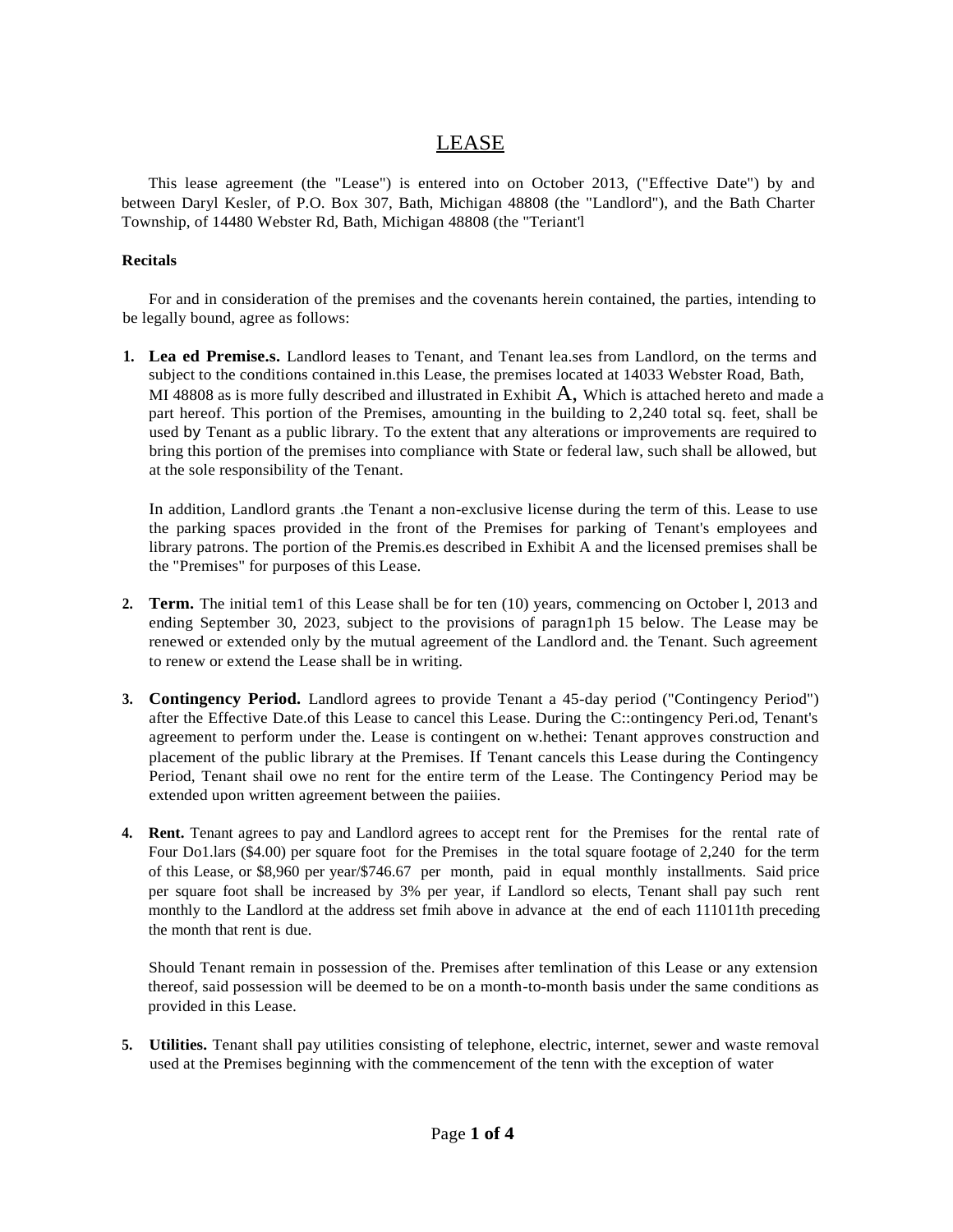# LEASE

This lease agreement (the "Lease") is entered into on October 2013, ("Effective Date") by and between Daryl Kesler, of P.O. Box 307, Bath, Michigan 48808 (the "Landlord"), and the Bath Charter Township, of 14480 Webster Rd, Bath, Michigan 48808 (the "Teriant'l

**Recitals**

For and in consideration of the premises and the covenants herein contained, the parties, intending to be legally bound, agree as follows:

1. **Lea ed Premise.s.** Landlord leases to Tenant, and Tenant lea.ses from Landlord, on the terms and subject to the conditions contained in.this Lease, the premises located at 14033 Webster Road, Bath, MI 48808 as is more fully described and illustrated in Exhibit A, Which is attached hereto and made a part hereof. This portion of the Premises, amounting in the building to 2,240 total sq. feet, shall be used by Tenant as a public library. To the extent that any alterations or improvements are required to bring this portion of the premises into compliance with State or federal law, such shall be allowed, but at the sole responsibility of the Tenant.

   In addition, Landlord grants .the Tenant a non-exclusive license during the term of this. Lease to use the parking spaces provided in the front of the Premises for parking of Tenant's employees and library patrons. The portion of the Premis.es described in Exhibit A and the licensed premises shall be the "Premises" for purposes of this Lease.

2. **Term.** The initial tem1 of this Lease shall be for ten (10) years, commencing on October l, 2013 and ending September 30, 2023, subject to the provisions of paragn1ph 15 below. The Lease may be renewed or extended only by the mutual agreement of the Landlord and. the Tenant. Such agreement to renew or extend the Lease shall be in writing.

3. **Contingency Period.** Landlord agrees to provide Tenant a 45-day period ("Contingency Period") after the Effective Date.of this Lease to cancel this Lease. During the C::ontingency Peri.od, Tenant's agreement to perform under the. Lease is contingent on w.hethei: Tenant approves construction and placement of the public library at the Premises. If Tenant cancels this Lease during the Contingency Period, Tenant shail owe no rent for the entire term of the Lease. The Contingency Period may be extended upon written agreement between the paiiies.

4. **Rent.** Tenant agrees to pay and Landlord agrees to accept rent for the Premises for the rental rate of Four Do1.lars ($4.00) per square foot for the Premises in the total square footage of 2,240 for the term of this Lease, or $8,960 per year/$746.67 per month, paid in equal monthly installments. Said price per square foot shall be increased by 3% per year, if Landlord so elects, Tenant shall pay such rent monthly to the Landlord at the address set fmih above in advance at the end of each 111011th preceding the month that rent is due.

   Should Tenant remain in possession of the. Premises after temlination of this Lease or any extension thereof, said possession will be deemed to be on a month-to-month basis under the same conditions as provided in this Lease.

5. **Utilities.** Tenant shall pay utilities consisting of telephone, electric, internet, sewer and waste removal used at the Premises beginning with the commencement of the tenn with the exception of water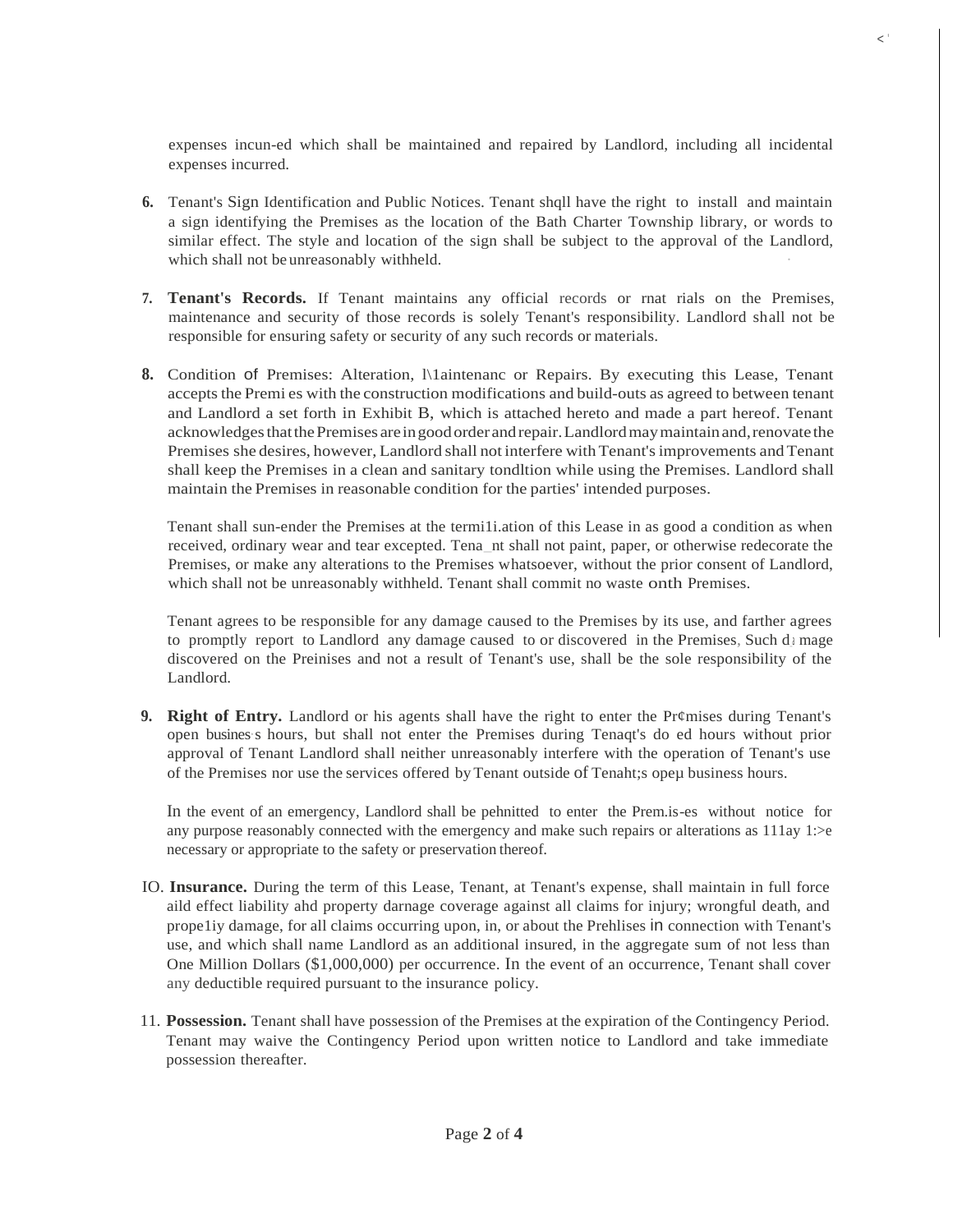expenses incun-ed which shall be maintained and repaired by Landlord, including all incidental expenses incurred.

6. Tenant's Sign Identification and Public Notices. Tenant shqll have the right to install and maintain a sign identifying the Premises as the location of the Bath Charter Township library, or words to similar effect. The style and location of the sign shall be subject to the approval of the Landlord, which shall not be unreasonably withheld.

7. **Tenant's Records.** If Tenant maintains any official records or rnat rials on the Premises, maintenance and security of those records is solely Tenant's responsibility. Landlord shall not be responsible for ensuring safety or security of any such records or materials.

8. Condition of Premises: Alteration, l\1aintenanc or Repairs. By executing this Lease, Tenant accepts the Premi es with the construction modifications and build-outs as agreed to between tenant and Landlord a set forth in Exhibit B, which is attached hereto and made a part hereof. Tenant acknowledges that the Premises are in good order and repair. Landlord may maintain and, renovate the Premises she desires, however, Landlord shall not interfere with Tenant's improvements and Tenant shall keep the Premises in a clean and sanitary tondltion while using the Premises. Landlord shall maintain the Premises in reasonable condition for the parties' intended purposes.

   Tenant shall sun-ender the Premises at the termi1i.ation of this Lease in as good a condition as when received, ordinary wear and tear excepted. Tena_nt shall not paint, paper, or otherwise redecorate the Premises, or make any alterations to the Premises whatsoever, without the prior consent of Landlord, which shall not be unreasonably withheld. Tenant shall commit no waste onth Premises.

   Tenant agrees to be responsible for any damage caused to the Premises by its use, and farther agrees to promptly report to Landlord any damage caused to or discovered in the Premises, Such d mage discovered on the Preinises and not a result of Tenant's use, shall be the sole responsibility of the Landlord.

9. **Right of Entry.** Landlord or his agents shall have the right to enter the Pr¢mises during Tenant's open busines s hours, but shall not enter the Premises during Tenaqt's do ed hours without prior approval of Tenant Landlord shall neither unreasonably interfere with the operation of Tenant's use of the Premises nor use the services offered by Tenant outside of Tenaht;s opeμ business hours.

   In the event of an emergency, Landlord shall be pehnitted to enter the Prem.is-es without notice for any purpose reasonably connected with the emergency and make such repairs or alterations as 111ay 1:>e necessary or appropriate to the safety or preservation thereof.

IO. **Insurance.** During the term of this Lease, Tenant, at Tenant's expense, shall maintain in full force aild effect liability ahd property darnage coverage against all claims for injury; wrongful death, and prope1iy damage, for all claims occurring upon, in, or about the Prehlises in connection with Tenant's use, and which shall name Landlord as an additional insured, in the aggregate sum of not less than One Million Dollars ($1,000,000) per occurrence. In the event of an occurrence, Tenant shall cover any deductible required pursuant to the insurance policy.

11. **Possession.** Tenant shall have possession of the Premises at the expiration of the Contingency Period. Tenant may waive the Contingency Period upon written notice to Landlord and take immediate possession thereafter.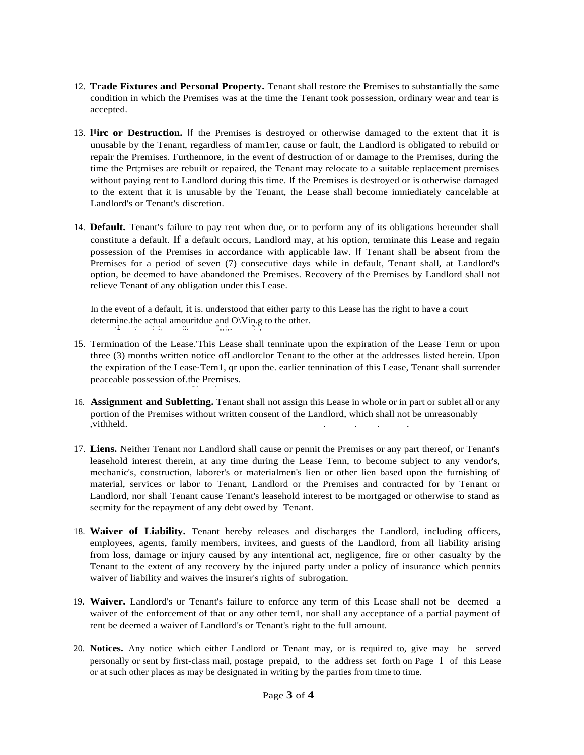12. **Trade Fixtures and Personal Property.** Tenant shall restore the Premises to substantially the same condition in which the Premises was at the time the Tenant took possession, ordinary wear and tear is accepted.

13. **l¹irc or Destruction.** If the Premises is destroyed or otherwise damaged to the extent that it is unusable by the Tenant, regardless of mam1er, cause or fault, the Landlord is obligated to rebuild or repair the Premises. Furthennore, in the event of destruction of or damage to the Premises, during the time the Prt;mises are rebuilt or repaired, the Tenant may relocate to a suitable replacement premises without paying rent to Landlord during this time. If the Premises is destroyed or is otherwise damaged to the extent that it is unusable by the Tenant, the Lease shall become imniediately cancelable at Landlord's or Tenant's discretion.

14. **Default.** Tenant's failure to pay rent when due, or to perform any of its obligations hereunder shall constitute a default. If a default occurs, Landlord may, at his option, terminate this Lease and regain possession of the Premises in accordance with applicable law. If Tenant shall be absent from the Premises for a period of seven (7) consecutive days while in default, Tenant shall, at Landlord's option, be deemed to have abandoned the Premises. Recovery of the Premises by Landlord shall not relieve Tenant of any obligation under this Lease.

    In the event of a default, it is. understood that either party to this Lease has the right to have a court determine.the actual amouritdue and O\Vin.g to the other.

15. Termination of the Lease.'This Lease shall tenninate upon the expiration of the Lease Tenn or upon three (3) months written notice ofLandlorclor Tenant to the other at the addresses listed herein. Upon the expiration of the Lease·Tem1, qr upon the. earlier tennination of this Lease, Tenant shall surrender peaceable possession of.the Premises.

16. **Assignment and Subletting.** Tenant shall not assign this Lease in whole or in part or sublet all or any portion of the Premises without written consent of the Landlord, which shall not be unreasonably ,vithheld.

17. **Liens.** Neither Tenant nor Landlord shall cause or pennit the Premises or any part thereof, or Tenant's leasehold interest therein, at any time during the Lease Tenn, to become subject to any vendor's, mechanic's, construction, laborer's or materialmen's lien or other lien based upon the furnishing of material, services or labor to Tenant, Landlord or the Premises and contracted for by Tenant or Landlord, nor shall Tenant cause Tenant's leasehold interest to be mortgaged or otherwise to stand as secmity for the repayment of any debt owed by Tenant.

18. **Waiver of Liability.** Tenant hereby releases and discharges the Landlord, including officers, employees, agents, family members, invitees, and guests of the Landlord, from all liability arising from loss, damage or injury caused by any intentional act, negligence, fire or other casualty by the Tenant to the extent of any recovery by the injured party under a policy of insurance which pennits waiver of liability and waives the insurer's rights of subrogation.

19. **Waiver.** Landlord's or Tenant's failure to enforce any term of this Lease shall not be deemed a waiver of the enforcement of that or any other tem1, nor shall any acceptance of a partial payment of rent be deemed a waiver of Landlord's or Tenant's right to the full amount.

20. **Notices.** Any notice which either Landlord or Tenant may, or is required to, give may be served personally or sent by first-class mail, postage prepaid, to the address set forth on Page I of this Lease or at such other places as may be designated in writing by the parties from time to time.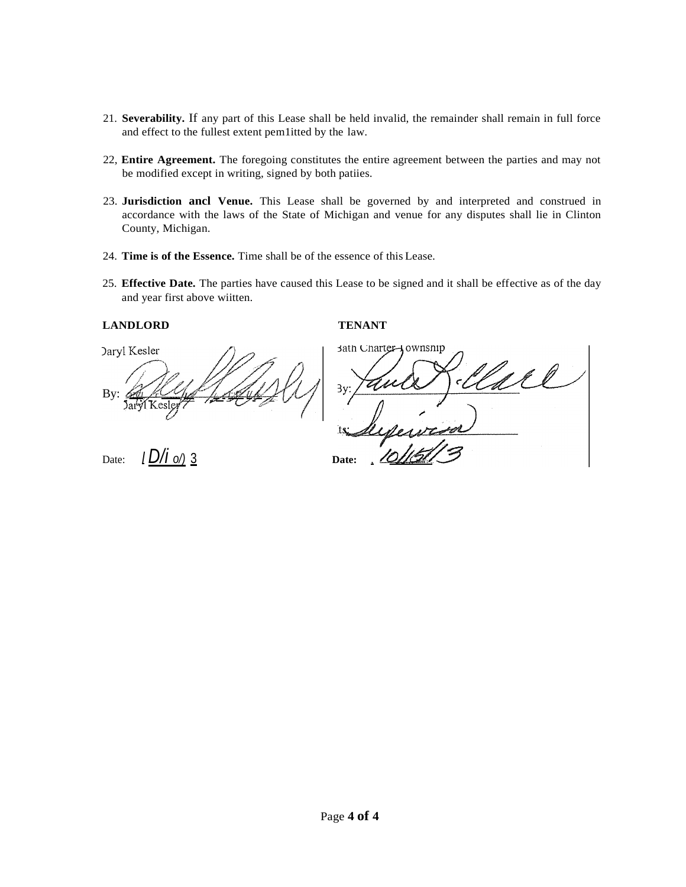21. **Severability.** If any part of this Lease shall be held invalid, the remainder shall remain in full force and effect to the fullest extent pem1itted by the law.

22, **Entire Agreement.** The foregoing constitutes the entire agreement between the parties and may not be modified except in writing, signed by both patiies.

23. **Jurisdiction ancl Venue.** This Lease shall be governed by and interpreted and construed in accordance with the laws of the State of Michigan and venue for any disputes shall lie in Clinton County, Michigan.

24. **Time is of the Essence.** Time shall be of the essence of this Lease.

25. **Effective Date.** The parties have caused this Lease to be signed and it shall be effective as of the day and year first above wiitten.

| **LANDLORD** | **TENANT** |
| --- | --- |
| Daryl Kesler | Bath Charter Township |
| By: Daryl Kesler | By: |
| | Its: Supervisor |
| Date: 10/10/13 | **Date:** 10/15/13 |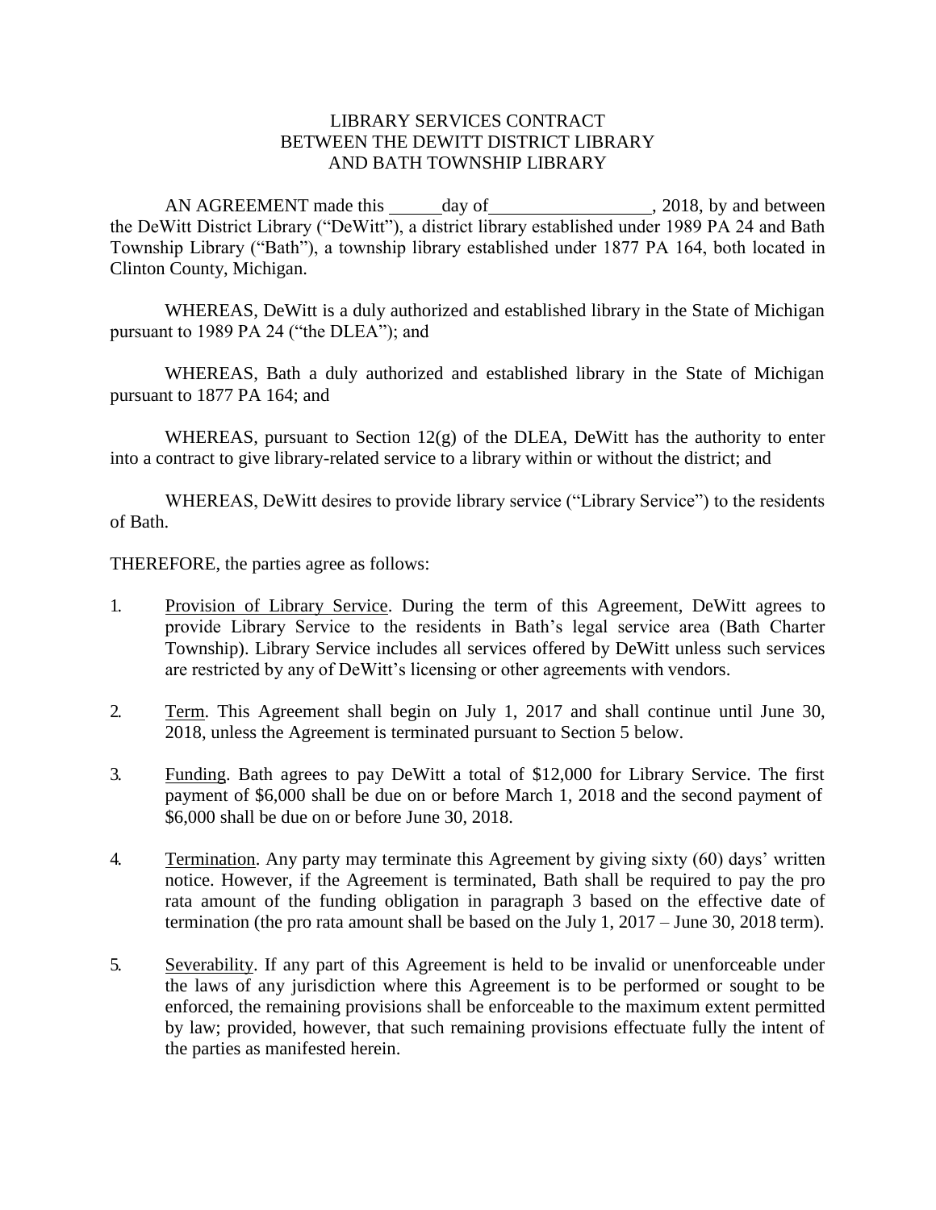LIBRARY SERVICES CONTRACT
BETWEEN THE DEWITT DISTRICT LIBRARY
AND BATH TOWNSHIP LIBRARY

AN AGREEMENT made this ______day of__________________, 2018, by and between the DeWitt District Library ("DeWitt"), a district library established under 1989 PA 24 and Bath Township Library ("Bath"), a township library established under 1877 PA 164, both located in Clinton County, Michigan.

WHEREAS, DeWitt is a duly authorized and established library in the State of Michigan pursuant to 1989 PA 24 ("the DLEA"); and

WHEREAS, Bath a duly authorized and established library in the State of Michigan pursuant to 1877 PA 164; and

WHEREAS, pursuant to Section 12(g) of the DLEA, DeWitt has the authority to enter into a contract to give library-related service to a library within or without the district; and

WHEREAS, DeWitt desires to provide library service ("Library Service") to the residents of Bath.

THEREFORE, the parties agree as follows:

1. Provision of Library Service. During the term of this Agreement, DeWitt agrees to provide Library Service to the residents in Bath's legal service area (Bath Charter Township). Library Service includes all services offered by DeWitt unless such services are restricted by any of DeWitt's licensing or other agreements with vendors.

2. Term. This Agreement shall begin on July 1, 2017 and shall continue until June 30, 2018, unless the Agreement is terminated pursuant to Section 5 below.

3. Funding. Bath agrees to pay DeWitt a total of $12,000 for Library Service. The first payment of $6,000 shall be due on or before March 1, 2018 and the second payment of $6,000 shall be due on or before June 30, 2018.

4. Termination. Any party may terminate this Agreement by giving sixty (60) days' written notice. However, if the Agreement is terminated, Bath shall be required to pay the pro rata amount of the funding obligation in paragraph 3 based on the effective date of termination (the pro rata amount shall be based on the July 1, 2017 – June 30, 2018 term).

5. Severability. If any part of this Agreement is held to be invalid or unenforceable under the laws of any jurisdiction where this Agreement is to be performed or sought to be enforced, the remaining provisions shall be enforceable to the maximum extent permitted by law; provided, however, that such remaining provisions effectuate fully the intent of the parties as manifested herein.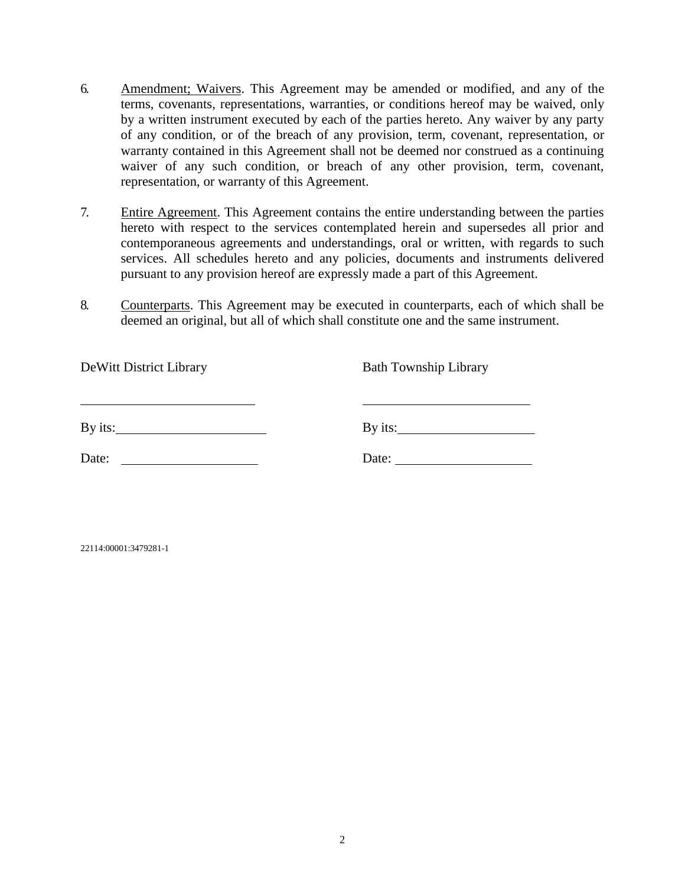6. Amendment; Waivers. This Agreement may be amended or modified, and any of the terms, covenants, representations, warranties, or conditions hereof may be waived, only by a written instrument executed by each of the parties hereto. Any waiver by any party of any condition, or of the breach of any provision, term, covenant, representation, or warranty contained in this Agreement shall not be deemed nor construed as a continuing waiver of any such condition, or breach of any other provision, term, covenant, representation, or warranty of this Agreement.

7. Entire Agreement. This Agreement contains the entire understanding between the parties hereto with respect to the services contemplated herein and supersedes all prior and contemporaneous agreements and understandings, oral or written, with regards to such services. All schedules hereto and any policies, documents and instruments delivered pursuant to any provision hereof are expressly made a part of this Agreement.

8. Counterparts. This Agreement may be executed in counterparts, each of which shall be deemed an original, but all of which shall constitute one and the same instrument.

| DeWitt District Library | Bath Township Library |
|---|---|
| ______________________ | ______________________ |
| By its: ________________ | By its: ________________ |
| Date: ________________ | Date: ________________ |

22114:00001:3479281-1